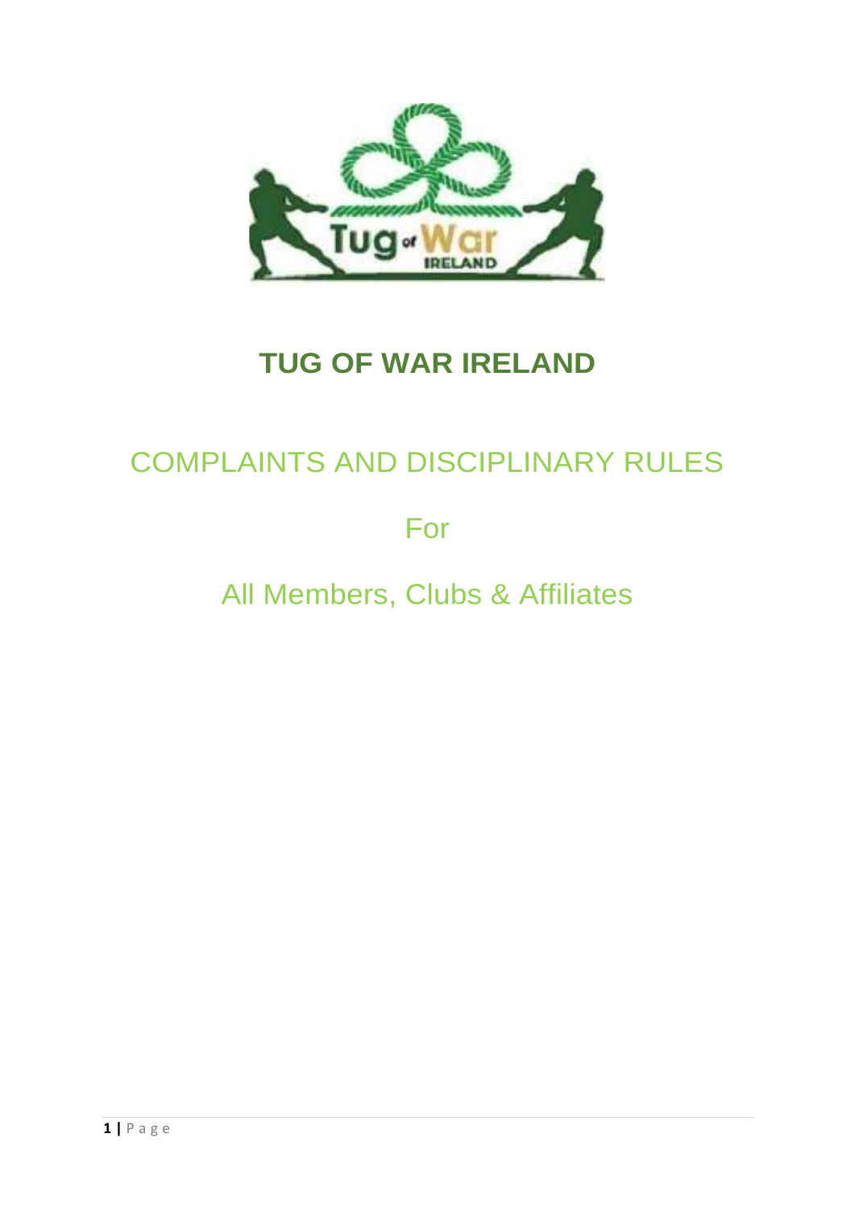# TUG OF WAR IRELAND

## COMPLAINTS AND DISCIPLINARY RULES

For

All Members, Clubs & Affiliates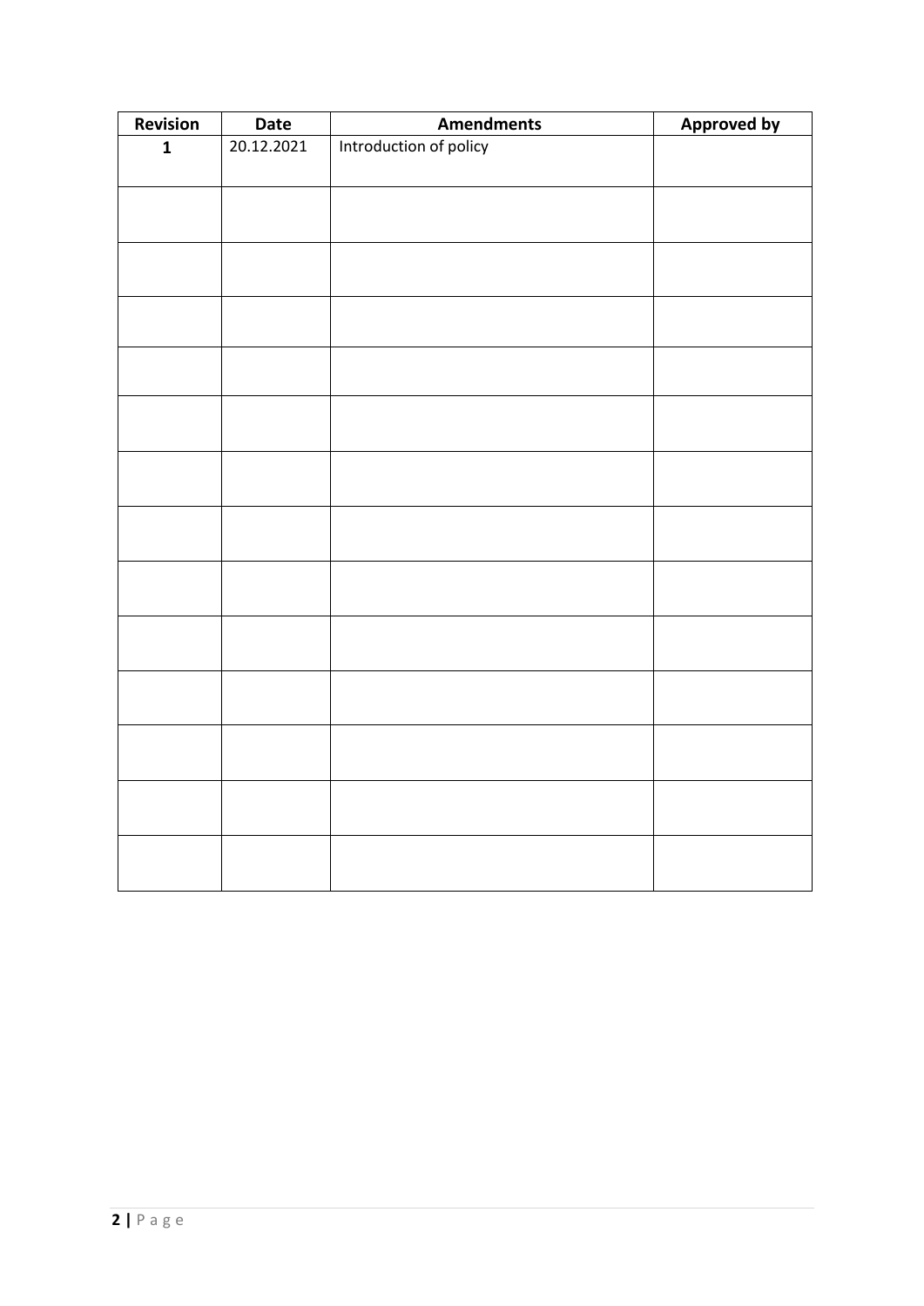| Revision | Date | Amendments | Approved by |
|---|---|---|---|
| **1** | 20.12.2021 | Introduction of policy | |
| | | | |
| | | | |
| | | | |
| | | | |
| | | | |
| | | | |
| | | | |
| | | | |
| | | | |
| | | | |
| | | | |
| | | | |
| | | | |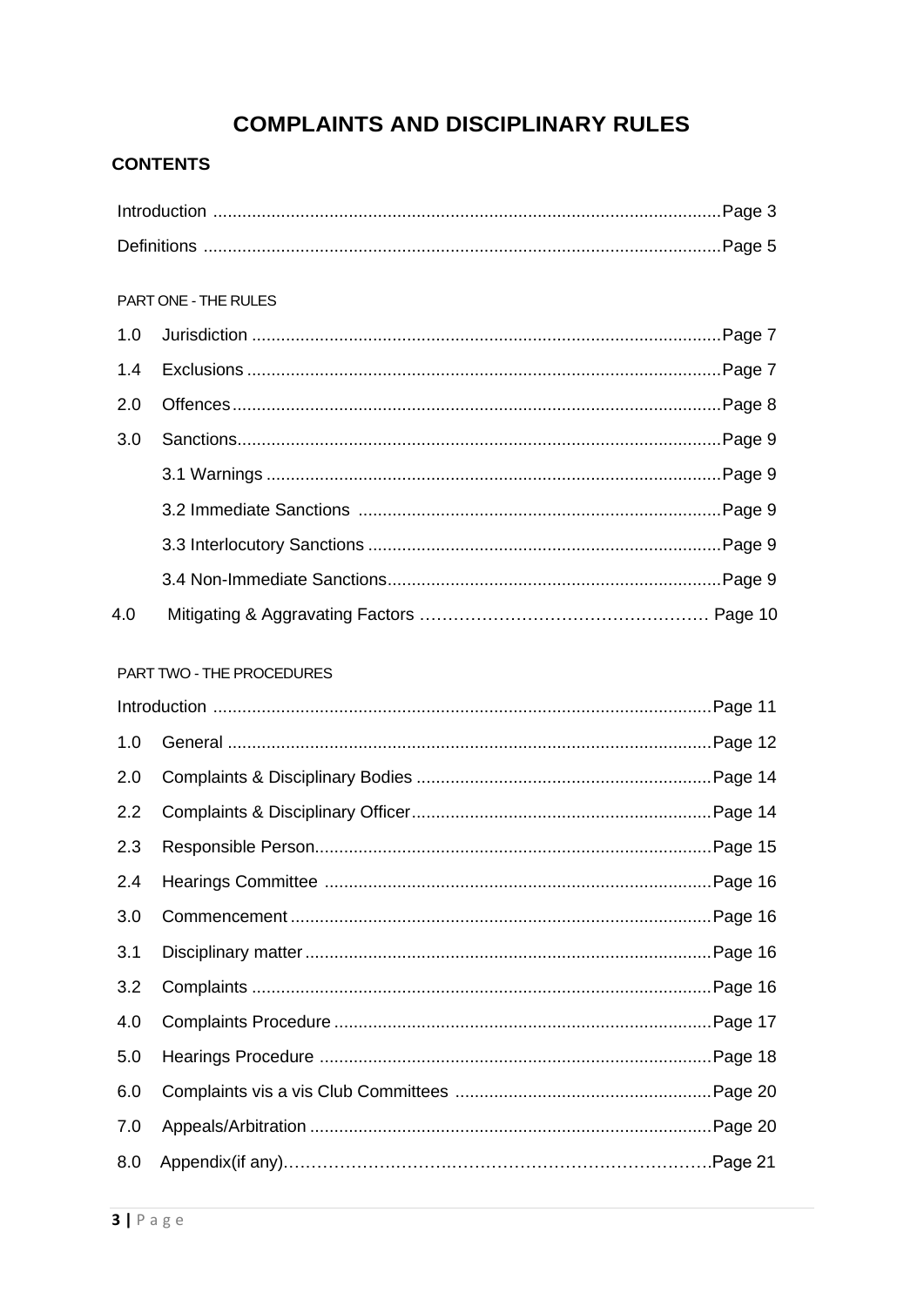# COMPLAINTS AND DISCIPLINARY RULES

## CONTENTS

Introduction ........................................................................................................Page 3

Definitions ..........................................................................................................Page 5

PART ONE - THE RULES

1.0 Jurisdiction ................................................................................................Page 7

1.4 Exclusions .................................................................................................Page 7

2.0 Offences.....................................................................................................Page 8

3.0 Sanctions....................................................................................................Page 9

3.1 Warnings .............................................................................................Page 9

3.2 Immediate Sanctions ..........................................................................Page 9

3.3 Interlocutory Sanctions .........................................................................Page 9

3.4 Non-Immediate Sanctions.....................................................................Page 9

4.0 Mitigating & Aggravating Factors …………………………………………… Page 10

PART TWO - THE PROCEDURES

Introduction ......................................................................................................Page 11

1.0 General ...................................................................................................Page 12

2.0 Complaints & Disciplinary Bodies .............................................................Page 14

2.2 Complaints & Disciplinary Officer..............................................................Page 14

2.3 Responsible Person..................................................................................Page 15

2.4 Hearings Committee ................................................................................Page 16

3.0 Commencement ......................................................................................Page 16

3.1 Disciplinary matter ...................................................................................Page 16

3.2 Complaints ..............................................................................................Page 16

4.0 Complaints Procedure .............................................................................Page 17

5.0 Hearings Procedure ................................................................................Page 18

6.0 Complaints vis a vis Club Committees .....................................................Page 20

7.0 Appeals/Arbitration ..................................................................................Page 20

8.0 Appendix(if any)……………………….…………………………………….Page 21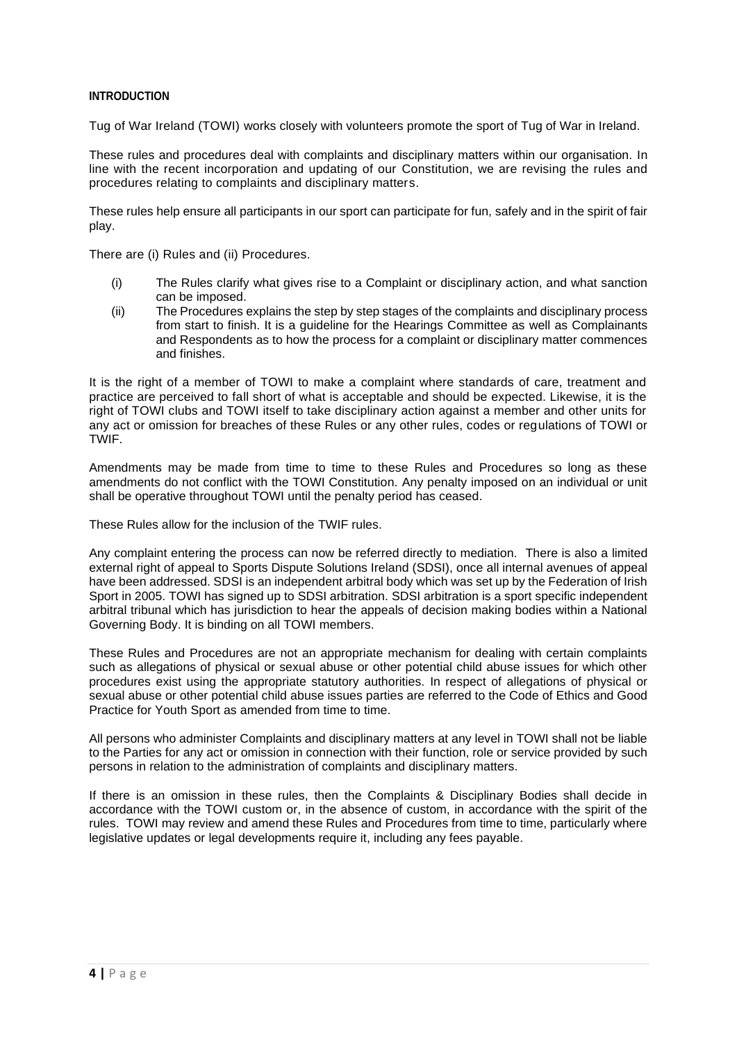## INTRODUCTION

Tug of War Ireland (TOWI) works closely with volunteers promote the sport of Tug of War in Ireland.

These rules and procedures deal with complaints and disciplinary matters within our organisation. In line with the recent incorporation and updating of our Constitution, we are revising the rules and procedures relating to complaints and disciplinary matters.

These rules help ensure all participants in our sport can participate for fun, safely and in the spirit of fair play.

There are (i) Rules and (ii) Procedures.

(i) The Rules clarify what gives rise to a Complaint or disciplinary action, and what sanction can be imposed.

(ii) The Procedures explains the step by step stages of the complaints and disciplinary process from start to finish. It is a guideline for the Hearings Committee as well as Complainants and Respondents as to how the process for a complaint or disciplinary matter commences and finishes.

It is the right of a member of TOWI to make a complaint where standards of care, treatment and practice are perceived to fall short of what is acceptable and should be expected. Likewise, it is the right of TOWI clubs and TOWI itself to take disciplinary action against a member and other units for any act or omission for breaches of these Rules or any other rules, codes or regulations of TOWI or TWIF.

Amendments may be made from time to time to these Rules and Procedures so long as these amendments do not conflict with the TOWI Constitution. Any penalty imposed on an individual or unit shall be operative throughout TOWI until the penalty period has ceased.

These Rules allow for the inclusion of the TWIF rules.

Any complaint entering the process can now be referred directly to mediation. There is also a limited external right of appeal to Sports Dispute Solutions Ireland (SDSI), once all internal avenues of appeal have been addressed. SDSI is an independent arbitral body which was set up by the Federation of Irish Sport in 2005. TOWI has signed up to SDSI arbitration. SDSI arbitration is a sport specific independent arbitral tribunal which has jurisdiction to hear the appeals of decision making bodies within a National Governing Body. It is binding on all TOWI members.

These Rules and Procedures are not an appropriate mechanism for dealing with certain complaints such as allegations of physical or sexual abuse or other potential child abuse issues for which other procedures exist using the appropriate statutory authorities. In respect of allegations of physical or sexual abuse or other potential child abuse issues parties are referred to the Code of Ethics and Good Practice for Youth Sport as amended from time to time.

All persons who administer Complaints and disciplinary matters at any level in TOWI shall not be liable to the Parties for any act or omission in connection with their function, role or service provided by such persons in relation to the administration of complaints and disciplinary matters.

If there is an omission in these rules, then the Complaints & Disciplinary Bodies shall decide in accordance with the TOWI custom or, in the absence of custom, in accordance with the spirit of the rules. TOWI may review and amend these Rules and Procedures from time to time, particularly where legislative updates or legal developments require it, including any fees payable.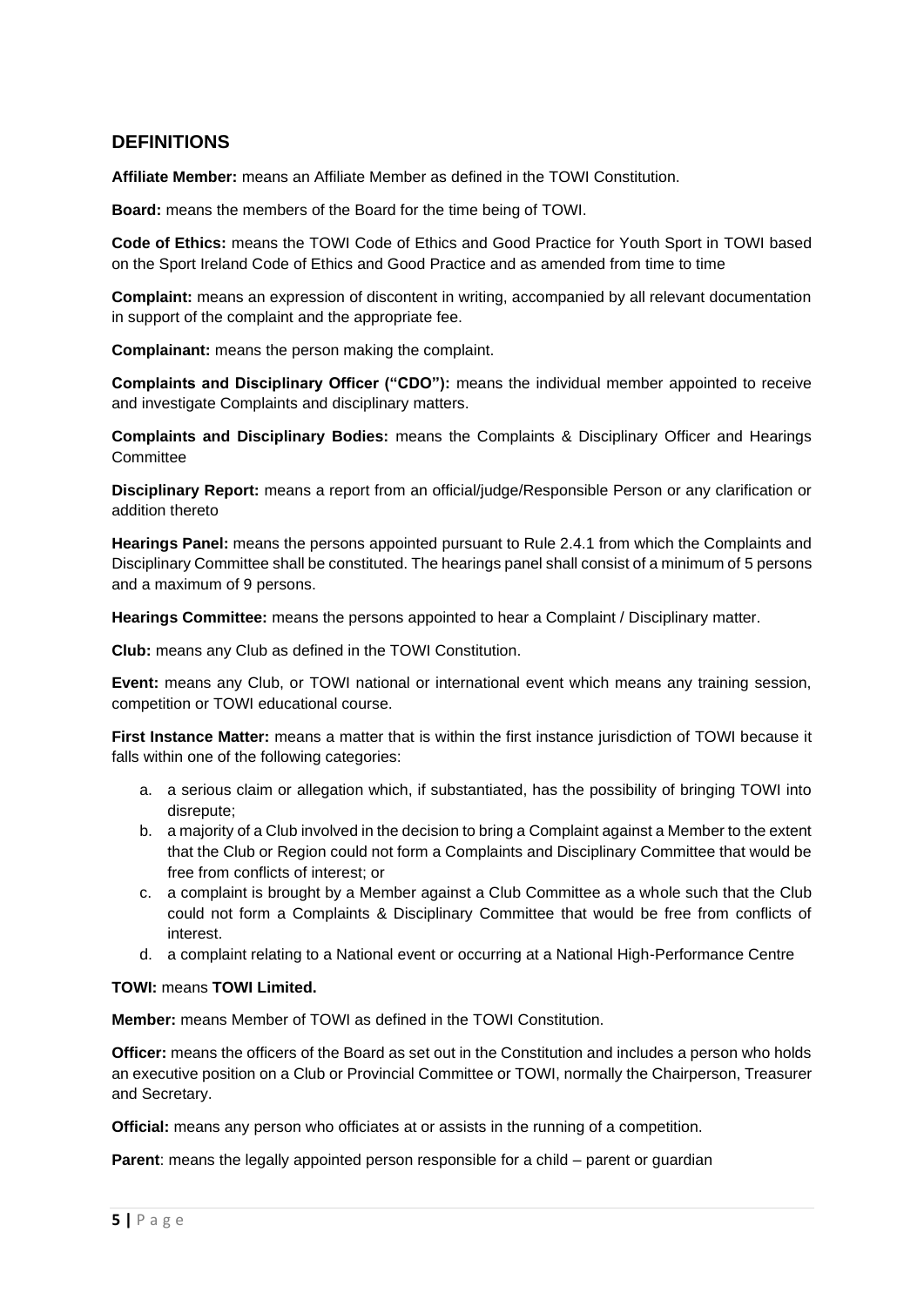## DEFINITIONS

**Affiliate Member:** means an Affiliate Member as defined in the TOWI Constitution.

**Board:** means the members of the Board for the time being of TOWI.

**Code of Ethics:** means the TOWI Code of Ethics and Good Practice for Youth Sport in TOWI based on the Sport Ireland Code of Ethics and Good Practice and as amended from time to time

**Complaint:** means an expression of discontent in writing, accompanied by all relevant documentation in support of the complaint and the appropriate fee.

**Complainant:** means the person making the complaint.

**Complaints and Disciplinary Officer ("CDO"):** means the individual member appointed to receive and investigate Complaints and disciplinary matters.

**Complaints and Disciplinary Bodies:** means the Complaints & Disciplinary Officer and Hearings Committee

**Disciplinary Report:** means a report from an official/judge/Responsible Person or any clarification or addition thereto

**Hearings Panel:** means the persons appointed pursuant to Rule 2.4.1 from which the Complaints and Disciplinary Committee shall be constituted. The hearings panel shall consist of a minimum of 5 persons and a maximum of 9 persons.

**Hearings Committee:** means the persons appointed to hear a Complaint / Disciplinary matter.

**Club:** means any Club as defined in the TOWI Constitution.

**Event:** means any Club, or TOWI national or international event which means any training session, competition or TOWI educational course.

**First Instance Matter:** means a matter that is within the first instance jurisdiction of TOWI because it falls within one of the following categories:

a. a serious claim or allegation which, if substantiated, has the possibility of bringing TOWI into disrepute;
b. a majority of a Club involved in the decision to bring a Complaint against a Member to the extent that the Club or Region could not form a Complaints and Disciplinary Committee that would be free from conflicts of interest; or
c. a complaint is brought by a Member against a Club Committee as a whole such that the Club could not form a Complaints & Disciplinary Committee that would be free from conflicts of interest.
d. a complaint relating to a National event or occurring at a National High-Performance Centre

**TOWI:** means **TOWI Limited.**

**Member:** means Member of TOWI as defined in the TOWI Constitution.

**Officer:** means the officers of the Board as set out in the Constitution and includes a person who holds an executive position on a Club or Provincial Committee or TOWI, normally the Chairperson, Treasurer and Secretary.

**Official:** means any person who officiates at or assists in the running of a competition.

**Parent**: means the legally appointed person responsible for a child – parent or guardian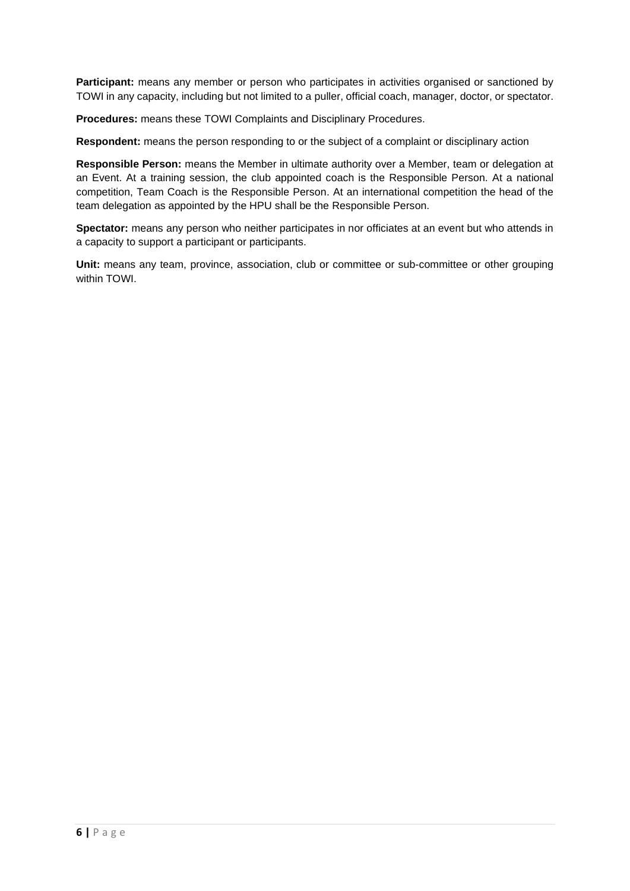**Participant:** means any member or person who participates in activities organised or sanctioned by TOWI in any capacity, including but not limited to a puller, official coach, manager, doctor, or spectator.

**Procedures:** means these TOWI Complaints and Disciplinary Procedures.

**Respondent:** means the person responding to or the subject of a complaint or disciplinary action

**Responsible Person:** means the Member in ultimate authority over a Member, team or delegation at an Event. At a training session, the club appointed coach is the Responsible Person. At a national competition, Team Coach is the Responsible Person. At an international competition the head of the team delegation as appointed by the HPU shall be the Responsible Person.

**Spectator:** means any person who neither participates in nor officiates at an event but who attends in a capacity to support a participant or participants.

**Unit:** means any team, province, association, club or committee or sub-committee or other grouping within TOWI.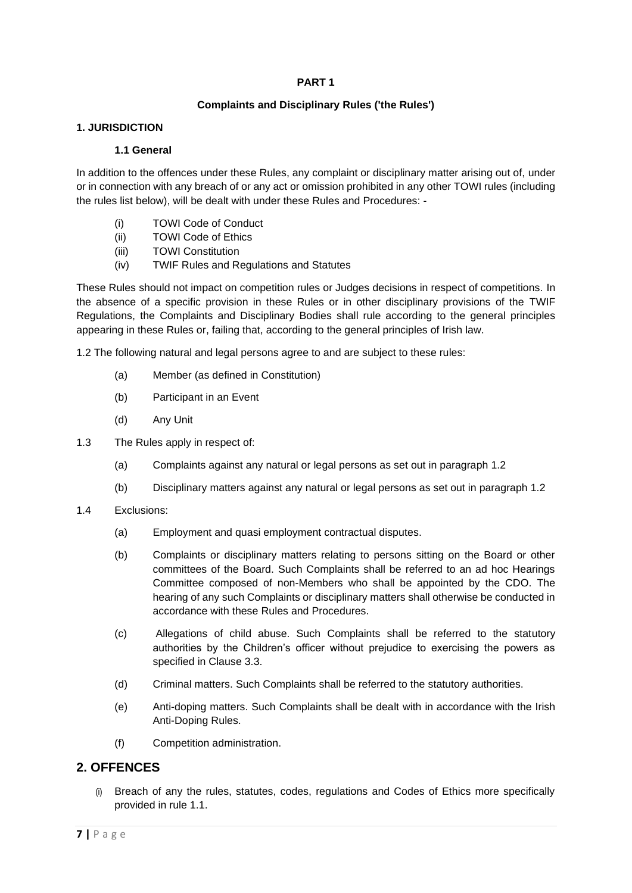**PART 1**

**Complaints and Disciplinary Rules ('the Rules')**

**1. JURISDICTION**

**1.1 General**

In addition to the offences under these Rules, any complaint or disciplinary matter arising out of, under or in connection with any breach of or any act or omission prohibited in any other TOWI rules (including the rules list below), will be dealt with under these Rules and Procedures: -

- (i) TOWI Code of Conduct
- (ii) TOWI Code of Ethics
- (iii) TOWI Constitution
- (iv) TWIF Rules and Regulations and Statutes

These Rules should not impact on competition rules or Judges decisions in respect of competitions. In the absence of a specific provision in these Rules or in other disciplinary provisions of the TWIF Regulations, the Complaints and Disciplinary Bodies shall rule according to the general principles appearing in these Rules or, failing that, according to the general principles of Irish law.

1.2 The following natural and legal persons agree to and are subject to these rules:

- (a) Member (as defined in Constitution)
- (b) Participant in an Event
- (d) Any Unit

1.3 The Rules apply in respect of:

- (a) Complaints against any natural or legal persons as set out in paragraph 1.2
- (b) Disciplinary matters against any natural or legal persons as set out in paragraph 1.2

1.4 Exclusions:

- (a) Employment and quasi employment contractual disputes.
- (b) Complaints or disciplinary matters relating to persons sitting on the Board or other committees of the Board. Such Complaints shall be referred to an ad hoc Hearings Committee composed of non-Members who shall be appointed by the CDO. The hearing of any such Complaints or disciplinary matters shall otherwise be conducted in accordance with these Rules and Procedures.
- (c) Allegations of child abuse. Such Complaints shall be referred to the statutory authorities by the Children's officer without prejudice to exercising the powers as specified in Clause 3.3.
- (d) Criminal matters. Such Complaints shall be referred to the statutory authorities.
- (e) Anti-doping matters. Such Complaints shall be dealt with in accordance with the Irish Anti-Doping Rules.
- (f) Competition administration.

## 2. OFFENCES

- (i) Breach of any the rules, statutes, codes, regulations and Codes of Ethics more specifically provided in rule 1.1.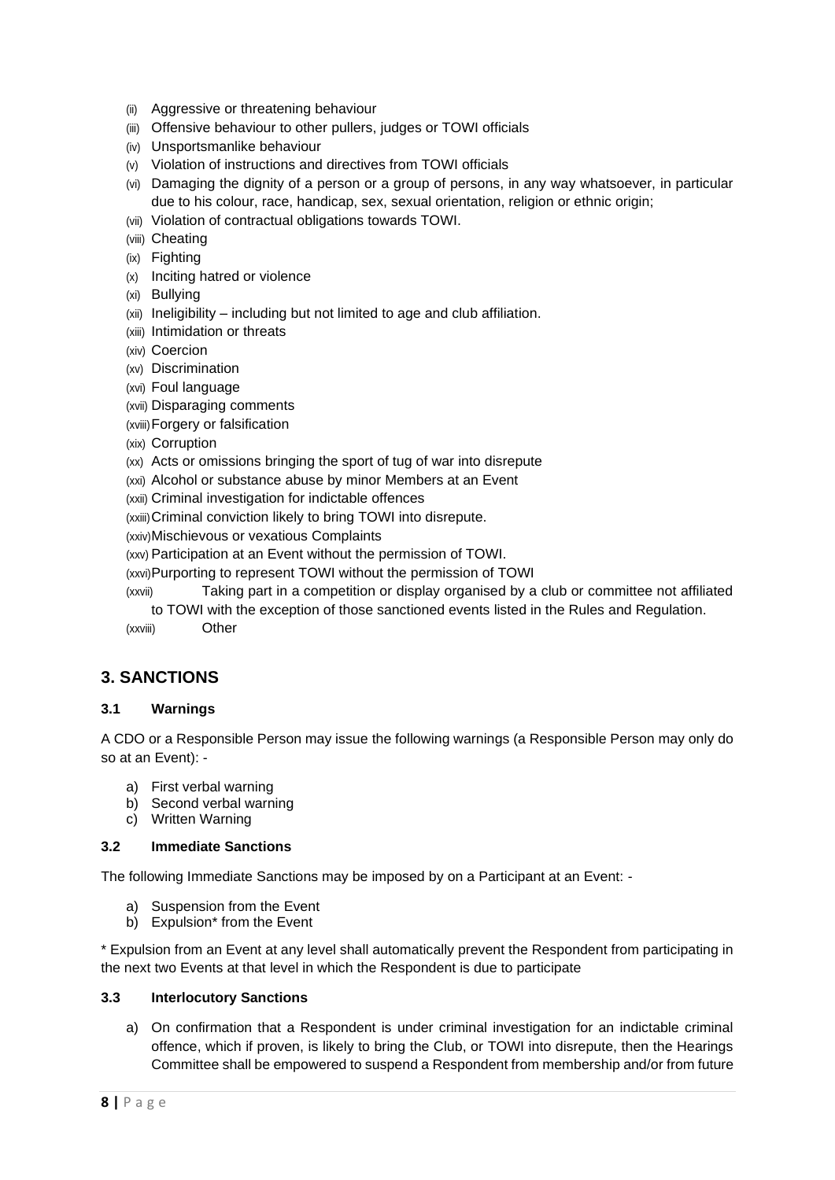(ii) Aggressive or threatening behaviour
(iii) Offensive behaviour to other pullers, judges or TOWI officials
(iv) Unsportsmanlike behaviour
(v) Violation of instructions and directives from TOWI officials
(vi) Damaging the dignity of a person or a group of persons, in any way whatsoever, in particular due to his colour, race, handicap, sex, sexual orientation, religion or ethnic origin;
(vii) Violation of contractual obligations towards TOWI.
(viii) Cheating
(ix) Fighting
(x) Inciting hatred or violence
(xi) Bullying
(xii) Ineligibility – including but not limited to age and club affiliation.
(xiii) Intimidation or threats
(xiv) Coercion
(xv) Discrimination
(xvi) Foul language
(xvii) Disparaging comments
(xviii) Forgery or falsification
(xix) Corruption
(xx) Acts or omissions bringing the sport of tug of war into disrepute
(xxi) Alcohol or substance abuse by minor Members at an Event
(xxii) Criminal investigation for indictable offences
(xxiii) Criminal conviction likely to bring TOWI into disrepute.
(xxiv) Mischievous or vexatious Complaints
(xxv) Participation at an Event without the permission of TOWI.
(xxvi) Purporting to represent TOWI without the permission of TOWI
(xxvii) Taking part in a competition or display organised by a club or committee not affiliated to TOWI with the exception of those sanctioned events listed in the Rules and Regulation.
(xxviii) Other

## 3. SANCTIONS

### 3.1 Warnings

A CDO or a Responsible Person may issue the following warnings (a Responsible Person may only do so at an Event): -

a) First verbal warning
b) Second verbal warning
c) Written Warning

### 3.2 Immediate Sanctions

The following Immediate Sanctions may be imposed by on a Participant at an Event: -

a) Suspension from the Event
b) Expulsion* from the Event

* Expulsion from an Event at any level shall automatically prevent the Respondent from participating in the next two Events at that level in which the Respondent is due to participate

### 3.3 Interlocutory Sanctions

a) On confirmation that a Respondent is under criminal investigation for an indictable criminal offence, which if proven, is likely to bring the Club, or TOWI into disrepute, then the Hearings Committee shall be empowered to suspend a Respondent from membership and/or from future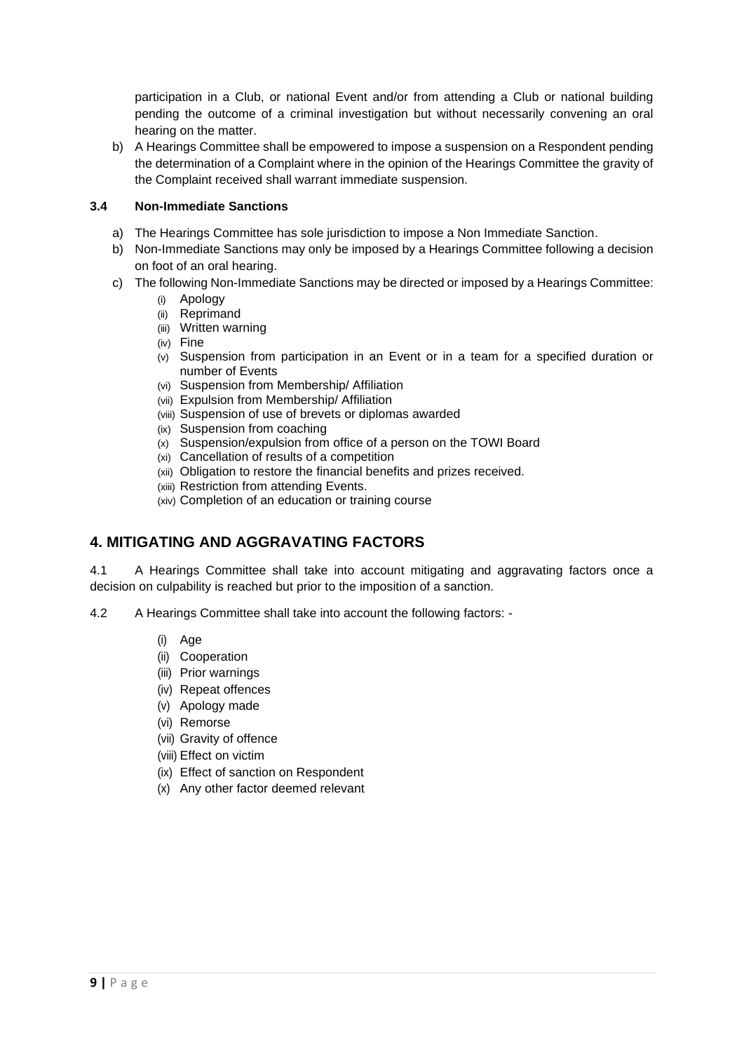participation in a Club, or national Event and/or from attending a Club or national building pending the outcome of a criminal investigation but without necessarily convening an oral hearing on the matter.

b) A Hearings Committee shall be empowered to impose a suspension on a Respondent pending the determination of a Complaint where in the opinion of the Hearings Committee the gravity of the Complaint received shall warrant immediate suspension.

### 3.4 Non-Immediate Sanctions

a) The Hearings Committee has sole jurisdiction to impose a Non Immediate Sanction.

b) Non-Immediate Sanctions may only be imposed by a Hearings Committee following a decision on foot of an oral hearing.

c) The following Non-Immediate Sanctions may be directed or imposed by a Hearings Committee:

(i) Apology
(ii) Reprimand
(iii) Written warning
(iv) Fine
(v) Suspension from participation in an Event or in a team for a specified duration or number of Events
(vi) Suspension from Membership/ Affiliation
(vii) Expulsion from Membership/ Affiliation
(viii) Suspension of use of brevets or diplomas awarded
(ix) Suspension from coaching
(x) Suspension/expulsion from office of a person on the TOWI Board
(xi) Cancellation of results of a competition
(xii) Obligation to restore the financial benefits and prizes received.
(xiii) Restriction from attending Events.
(xiv) Completion of an education or training course

## 4. MITIGATING AND AGGRAVATING FACTORS

4.1 A Hearings Committee shall take into account mitigating and aggravating factors once a decision on culpability is reached but prior to the imposition of a sanction.

4.2 A Hearings Committee shall take into account the following factors: -

(i) Age
(ii) Cooperation
(iii) Prior warnings
(iv) Repeat offences
(v) Apology made
(vi) Remorse
(vii) Gravity of offence
(viii) Effect on victim
(ix) Effect of sanction on Respondent
(x) Any other factor deemed relevant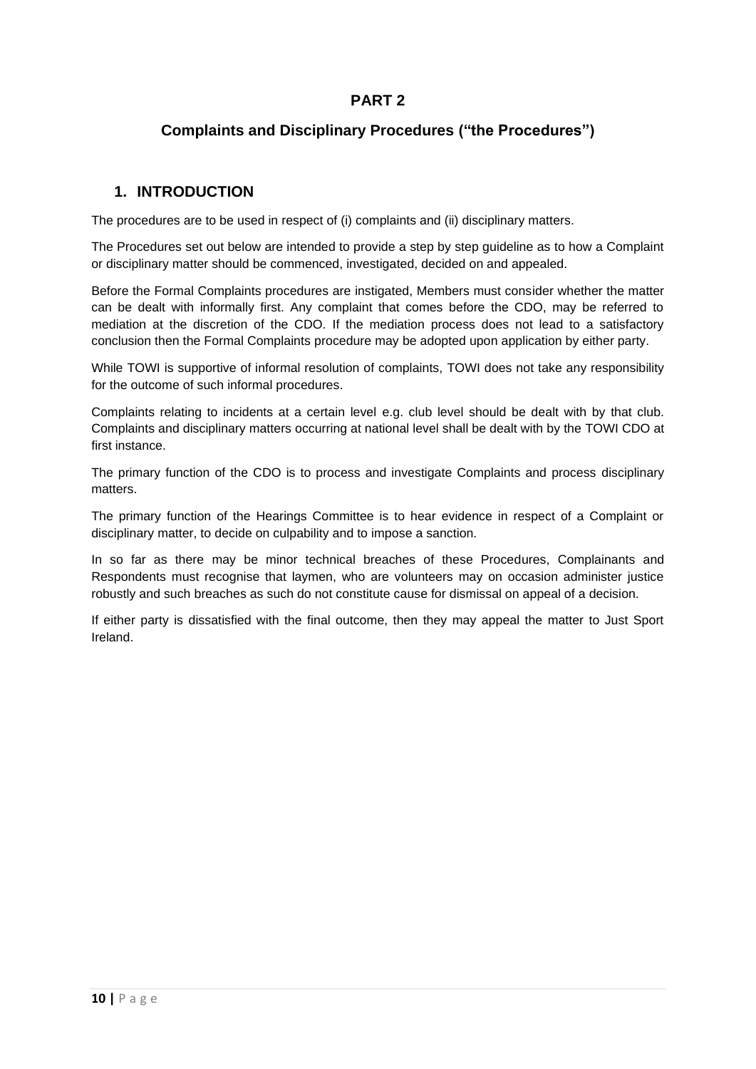# PART 2

## Complaints and Disciplinary Procedures ("the Procedures")

### 1. INTRODUCTION

The procedures are to be used in respect of (i) complaints and (ii) disciplinary matters.

The Procedures set out below are intended to provide a step by step guideline as to how a Complaint or disciplinary matter should be commenced, investigated, decided on and appealed.

Before the Formal Complaints procedures are instigated, Members must consider whether the matter can be dealt with informally first. Any complaint that comes before the CDO, may be referred to mediation at the discretion of the CDO. If the mediation process does not lead to a satisfactory conclusion then the Formal Complaints procedure may be adopted upon application by either party.

While TOWI is supportive of informal resolution of complaints, TOWI does not take any responsibility for the outcome of such informal procedures.

Complaints relating to incidents at a certain level e.g. club level should be dealt with by that club. Complaints and disciplinary matters occurring at national level shall be dealt with by the TOWI CDO at first instance.

The primary function of the CDO is to process and investigate Complaints and process disciplinary matters.

The primary function of the Hearings Committee is to hear evidence in respect of a Complaint or disciplinary matter, to decide on culpability and to impose a sanction.

In so far as there may be minor technical breaches of these Procedures, Complainants and Respondents must recognise that laymen, who are volunteers may on occasion administer justice robustly and such breaches as such do not constitute cause for dismissal on appeal of a decision.

If either party is dissatisfied with the final outcome, then they may appeal the matter to Just Sport Ireland.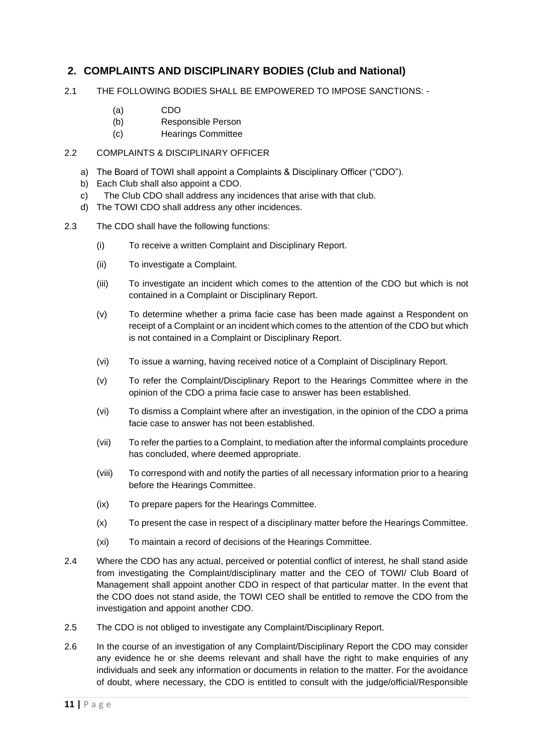## 2. COMPLAINTS AND DISCIPLINARY BODIES (Club and National)

2.1 THE FOLLOWING BODIES SHALL BE EMPOWERED TO IMPOSE SANCTIONS: -

(a) CDO
(b) Responsible Person
(c) Hearings Committee

2.2 COMPLAINTS & DISCIPLINARY OFFICER

a) The Board of TOWI shall appoint a Complaints & Disciplinary Officer ("CDO").
b) Each Club shall also appoint a CDO.
c) The Club CDO shall address any incidences that arise with that club.
d) The TOWI CDO shall address any other incidences.

2.3 The CDO shall have the following functions:

(i) To receive a written Complaint and Disciplinary Report.

(ii) To investigate a Complaint.

(iii) To investigate an incident which comes to the attention of the CDO but which is not contained in a Complaint or Disciplinary Report.

(v) To determine whether a prima facie case has been made against a Respondent on receipt of a Complaint or an incident which comes to the attention of the CDO but which is not contained in a Complaint or Disciplinary Report.

(vi) To issue a warning, having received notice of a Complaint of Disciplinary Report.

(v) To refer the Complaint/Disciplinary Report to the Hearings Committee where in the opinion of the CDO a prima facie case to answer has been established.

(vi) To dismiss a Complaint where after an investigation, in the opinion of the CDO a prima facie case to answer has not been established.

(vii) To refer the parties to a Complaint, to mediation after the informal complaints procedure has concluded, where deemed appropriate.

(viii) To correspond with and notify the parties of all necessary information prior to a hearing before the Hearings Committee.

(ix) To prepare papers for the Hearings Committee.

(x) To present the case in respect of a disciplinary matter before the Hearings Committee.

(xi) To maintain a record of decisions of the Hearings Committee.

2.4 Where the CDO has any actual, perceived or potential conflict of interest, he shall stand aside from investigating the Complaint/disciplinary matter and the CEO of TOWI/ Club Board of Management shall appoint another CDO in respect of that particular matter. In the event that the CDO does not stand aside, the TOWI CEO shall be entitled to remove the CDO from the investigation and appoint another CDO.

2.5 The CDO is not obliged to investigate any Complaint/Disciplinary Report.

2.6 In the course of an investigation of any Complaint/Disciplinary Report the CDO may consider any evidence he or she deems relevant and shall have the right to make enquiries of any individuals and seek any information or documents in relation to the matter. For the avoidance of doubt, where necessary, the CDO is entitled to consult with the judge/official/Responsible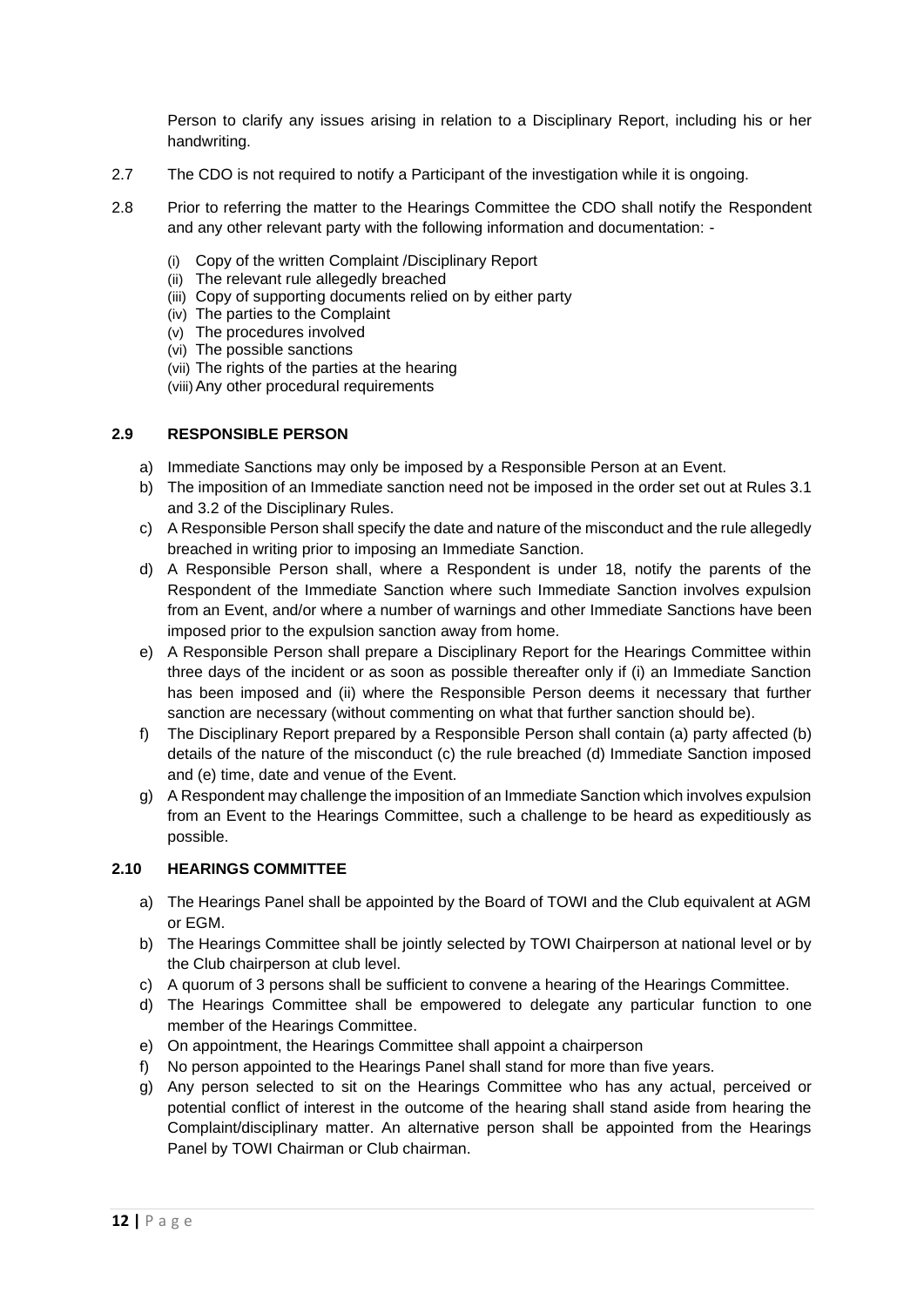Person to clarify any issues arising in relation to a Disciplinary Report, including his or her handwriting.

2.7 The CDO is not required to notify a Participant of the investigation while it is ongoing.

2.8 Prior to referring the matter to the Hearings Committee the CDO shall notify the Respondent and any other relevant party with the following information and documentation: -

- (i) Copy of the written Complaint /Disciplinary Report
- (ii) The relevant rule allegedly breached
- (iii) Copy of supporting documents relied on by either party
- (iv) The parties to the Complaint
- (v) The procedures involved
- (vi) The possible sanctions
- (vii) The rights of the parties at the hearing
- (viii) Any other procedural requirements

### 2.9 RESPONSIBLE PERSON

a) Immediate Sanctions may only be imposed by a Responsible Person at an Event.

b) The imposition of an Immediate sanction need not be imposed in the order set out at Rules 3.1 and 3.2 of the Disciplinary Rules.

c) A Responsible Person shall specify the date and nature of the misconduct and the rule allegedly breached in writing prior to imposing an Immediate Sanction.

d) A Responsible Person shall, where a Respondent is under 18, notify the parents of the Respondent of the Immediate Sanction where such Immediate Sanction involves expulsion from an Event, and/or where a number of warnings and other Immediate Sanctions have been imposed prior to the expulsion sanction away from home.

e) A Responsible Person shall prepare a Disciplinary Report for the Hearings Committee within three days of the incident or as soon as possible thereafter only if (i) an Immediate Sanction has been imposed and (ii) where the Responsible Person deems it necessary that further sanction are necessary (without commenting on what that further sanction should be).

f) The Disciplinary Report prepared by a Responsible Person shall contain (a) party affected (b) details of the nature of the misconduct (c) the rule breached (d) Immediate Sanction imposed and (e) time, date and venue of the Event.

g) A Respondent may challenge the imposition of an Immediate Sanction which involves expulsion from an Event to the Hearings Committee, such a challenge to be heard as expeditiously as possible.

### 2.10 HEARINGS COMMITTEE

a) The Hearings Panel shall be appointed by the Board of TOWI and the Club equivalent at AGM or EGM.

b) The Hearings Committee shall be jointly selected by TOWI Chairperson at national level or by the Club chairperson at club level.

c) A quorum of 3 persons shall be sufficient to convene a hearing of the Hearings Committee.

d) The Hearings Committee shall be empowered to delegate any particular function to one member of the Hearings Committee.

e) On appointment, the Hearings Committee shall appoint a chairperson

f) No person appointed to the Hearings Panel shall stand for more than five years.

g) Any person selected to sit on the Hearings Committee who has any actual, perceived or potential conflict of interest in the outcome of the hearing shall stand aside from hearing the Complaint/disciplinary matter. An alternative person shall be appointed from the Hearings Panel by TOWI Chairman or Club chairman.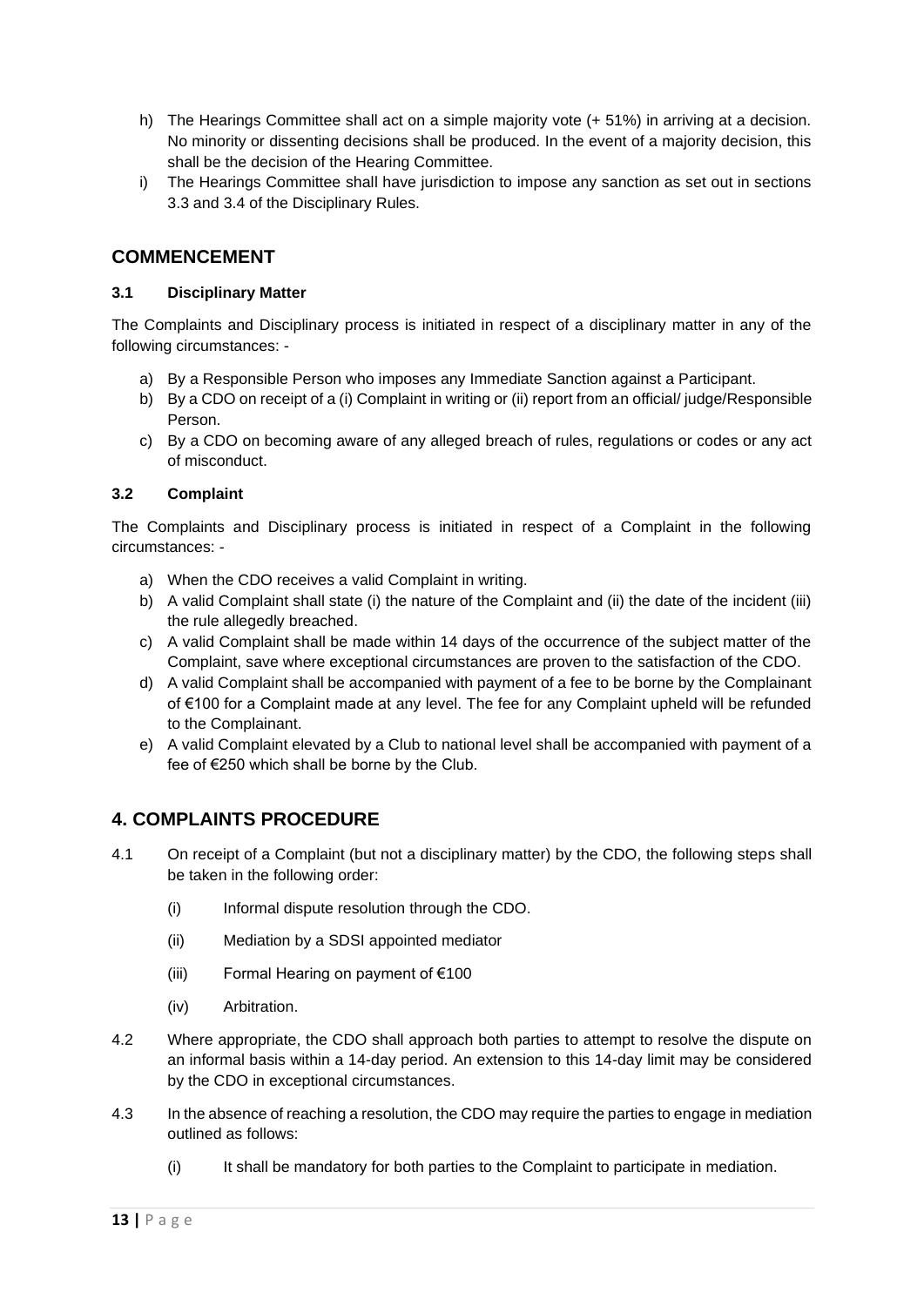h) The Hearings Committee shall act on a simple majority vote (+ 51%) in arriving at a decision. No minority or dissenting decisions shall be produced. In the event of a majority decision, this shall be the decision of the Hearing Committee.

i) The Hearings Committee shall have jurisdiction to impose any sanction as set out in sections 3.3 and 3.4 of the Disciplinary Rules.

## COMMENCEMENT

### 3.1 Disciplinary Matter

The Complaints and Disciplinary process is initiated in respect of a disciplinary matter in any of the following circumstances: -

a) By a Responsible Person who imposes any Immediate Sanction against a Participant.
b) By a CDO on receipt of a (i) Complaint in writing or (ii) report from an official/ judge/Responsible Person.
c) By a CDO on becoming aware of any alleged breach of rules, regulations or codes or any act of misconduct.

### 3.2 Complaint

The Complaints and Disciplinary process is initiated in respect of a Complaint in the following circumstances: -

a) When the CDO receives a valid Complaint in writing.
b) A valid Complaint shall state (i) the nature of the Complaint and (ii) the date of the incident (iii) the rule allegedly breached.
c) A valid Complaint shall be made within 14 days of the occurrence of the subject matter of the Complaint, save where exceptional circumstances are proven to the satisfaction of the CDO.
d) A valid Complaint shall be accompanied with payment of a fee to be borne by the Complainant of €100 for a Complaint made at any level. The fee for any Complaint upheld will be refunded to the Complainant.
e) A valid Complaint elevated by a Club to national level shall be accompanied with payment of a fee of €250 which shall be borne by the Club.

## 4. COMPLAINTS PROCEDURE

4.1 On receipt of a Complaint (but not a disciplinary matter) by the CDO, the following steps shall be taken in the following order:

(i) Informal dispute resolution through the CDO.

(ii) Mediation by a SDSI appointed mediator

(iii) Formal Hearing on payment of €100

(iv) Arbitration.

4.2 Where appropriate, the CDO shall approach both parties to attempt to resolve the dispute on an informal basis within a 14-day period. An extension to this 14-day limit may be considered by the CDO in exceptional circumstances.

4.3 In the absence of reaching a resolution, the CDO may require the parties to engage in mediation outlined as follows:

(i) It shall be mandatory for both parties to the Complaint to participate in mediation.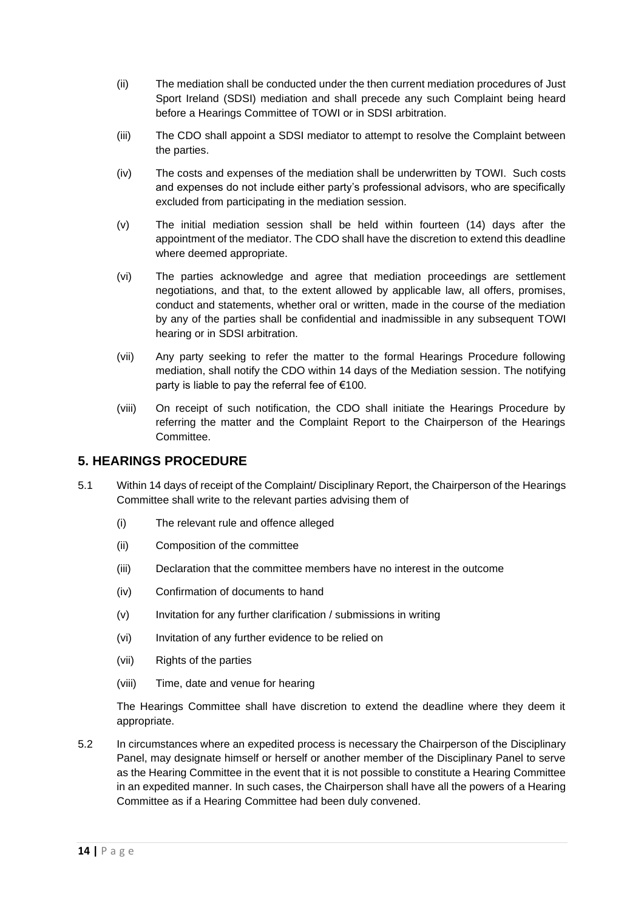(ii) The mediation shall be conducted under the then current mediation procedures of Just Sport Ireland (SDSI) mediation and shall precede any such Complaint being heard before a Hearings Committee of TOWI or in SDSI arbitration.

(iii) The CDO shall appoint a SDSI mediator to attempt to resolve the Complaint between the parties.

(iv) The costs and expenses of the mediation shall be underwritten by TOWI. Such costs and expenses do not include either party's professional advisors, who are specifically excluded from participating in the mediation session.

(v) The initial mediation session shall be held within fourteen (14) days after the appointment of the mediator. The CDO shall have the discretion to extend this deadline where deemed appropriate.

(vi) The parties acknowledge and agree that mediation proceedings are settlement negotiations, and that, to the extent allowed by applicable law, all offers, promises, conduct and statements, whether oral or written, made in the course of the mediation by any of the parties shall be confidential and inadmissible in any subsequent TOWI hearing or in SDSI arbitration.

(vii) Any party seeking to refer the matter to the formal Hearings Procedure following mediation, shall notify the CDO within 14 days of the Mediation session. The notifying party is liable to pay the referral fee of €100.

(viii) On receipt of such notification, the CDO shall initiate the Hearings Procedure by referring the matter and the Complaint Report to the Chairperson of the Hearings Committee.

## 5. HEARINGS PROCEDURE

5.1 Within 14 days of receipt of the Complaint/ Disciplinary Report, the Chairperson of the Hearings Committee shall write to the relevant parties advising them of

(i) The relevant rule and offence alleged

(ii) Composition of the committee

(iii) Declaration that the committee members have no interest in the outcome

(iv) Confirmation of documents to hand

(v) Invitation for any further clarification / submissions in writing

(vi) Invitation of any further evidence to be relied on

(vii) Rights of the parties

(viii) Time, date and venue for hearing

The Hearings Committee shall have discretion to extend the deadline where they deem it appropriate.

5.2 In circumstances where an expedited process is necessary the Chairperson of the Disciplinary Panel, may designate himself or herself or another member of the Disciplinary Panel to serve as the Hearing Committee in the event that it is not possible to constitute a Hearing Committee in an expedited manner. In such cases, the Chairperson shall have all the powers of a Hearing Committee as if a Hearing Committee had been duly convened.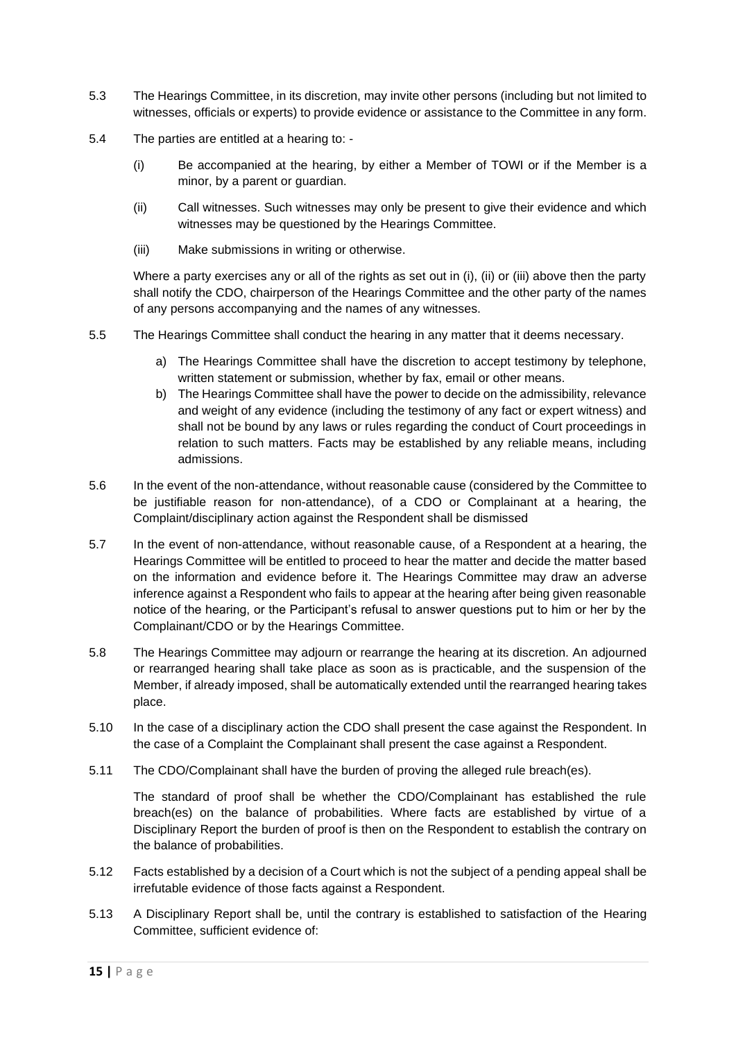5.3 The Hearings Committee, in its discretion, may invite other persons (including but not limited to witnesses, officials or experts) to provide evidence or assistance to the Committee in any form.

5.4 The parties are entitled at a hearing to: -

(i) Be accompanied at the hearing, by either a Member of TOWI or if the Member is a minor, by a parent or guardian.

(ii) Call witnesses. Such witnesses may only be present to give their evidence and which witnesses may be questioned by the Hearings Committee.

(iii) Make submissions in writing or otherwise.

Where a party exercises any or all of the rights as set out in (i), (ii) or (iii) above then the party shall notify the CDO, chairperson of the Hearings Committee and the other party of the names of any persons accompanying and the names of any witnesses.

5.5 The Hearings Committee shall conduct the hearing in any matter that it deems necessary.

a) The Hearings Committee shall have the discretion to accept testimony by telephone, written statement or submission, whether by fax, email or other means.
b) The Hearings Committee shall have the power to decide on the admissibility, relevance and weight of any evidence (including the testimony of any fact or expert witness) and shall not be bound by any laws or rules regarding the conduct of Court proceedings in relation to such matters. Facts may be established by any reliable means, including admissions.

5.6 In the event of the non-attendance, without reasonable cause (considered by the Committee to be justifiable reason for non-attendance), of a CDO or Complainant at a hearing, the Complaint/disciplinary action against the Respondent shall be dismissed

5.7 In the event of non-attendance, without reasonable cause, of a Respondent at a hearing, the Hearings Committee will be entitled to proceed to hear the matter and decide the matter based on the information and evidence before it. The Hearings Committee may draw an adverse inference against a Respondent who fails to appear at the hearing after being given reasonable notice of the hearing, or the Participant's refusal to answer questions put to him or her by the Complainant/CDO or by the Hearings Committee.

5.8 The Hearings Committee may adjourn or rearrange the hearing at its discretion. An adjourned or rearranged hearing shall take place as soon as is practicable, and the suspension of the Member, if already imposed, shall be automatically extended until the rearranged hearing takes place.

5.10 In the case of a disciplinary action the CDO shall present the case against the Respondent. In the case of a Complaint the Complainant shall present the case against a Respondent.

5.11 The CDO/Complainant shall have the burden of proving the alleged rule breach(es).

The standard of proof shall be whether the CDO/Complainant has established the rule breach(es) on the balance of probabilities. Where facts are established by virtue of a Disciplinary Report the burden of proof is then on the Respondent to establish the contrary on the balance of probabilities.

5.12 Facts established by a decision of a Court which is not the subject of a pending appeal shall be irrefutable evidence of those facts against a Respondent.

5.13 A Disciplinary Report shall be, until the contrary is established to satisfaction of the Hearing Committee, sufficient evidence of: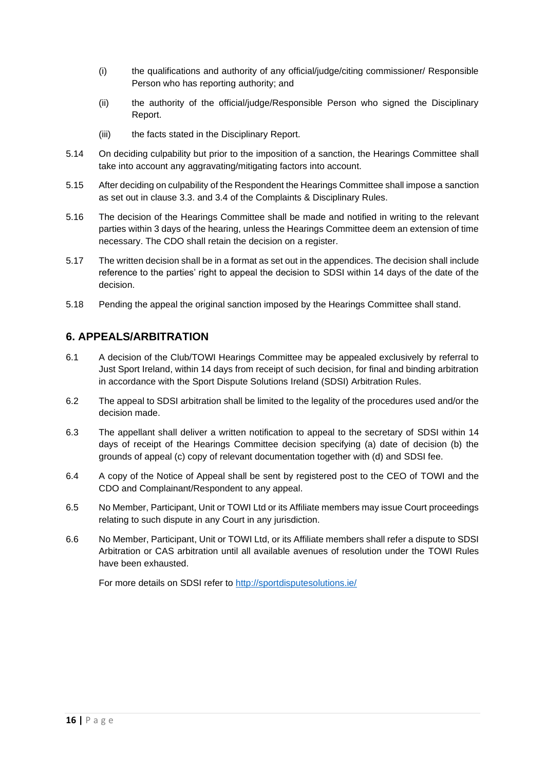(i) the qualifications and authority of any official/judge/citing commissioner/ Responsible Person who has reporting authority; and

(ii) the authority of the official/judge/Responsible Person who signed the Disciplinary Report.

(iii) the facts stated in the Disciplinary Report.

5.14 On deciding culpability but prior to the imposition of a sanction, the Hearings Committee shall take into account any aggravating/mitigating factors into account.

5.15 After deciding on culpability of the Respondent the Hearings Committee shall impose a sanction as set out in clause 3.3. and 3.4 of the Complaints & Disciplinary Rules.

5.16 The decision of the Hearings Committee shall be made and notified in writing to the relevant parties within 3 days of the hearing, unless the Hearings Committee deem an extension of time necessary. The CDO shall retain the decision on a register.

5.17 The written decision shall be in a format as set out in the appendices. The decision shall include reference to the parties' right to appeal the decision to SDSI within 14 days of the date of the decision.

5.18 Pending the appeal the original sanction imposed by the Hearings Committee shall stand.

## 6. APPEALS/ARBITRATION

6.1 A decision of the Club/TOWI Hearings Committee may be appealed exclusively by referral to Just Sport Ireland, within 14 days from receipt of such decision, for final and binding arbitration in accordance with the Sport Dispute Solutions Ireland (SDSI) Arbitration Rules.

6.2 The appeal to SDSI arbitration shall be limited to the legality of the procedures used and/or the decision made.

6.3 The appellant shall deliver a written notification to appeal to the secretary of SDSI within 14 days of receipt of the Hearings Committee decision specifying (a) date of decision (b) the grounds of appeal (c) copy of relevant documentation together with (d) and SDSI fee.

6.4 A copy of the Notice of Appeal shall be sent by registered post to the CEO of TOWI and the CDO and Complainant/Respondent to any appeal.

6.5 No Member, Participant, Unit or TOWI Ltd or its Affiliate members may issue Court proceedings relating to such dispute in any Court in any jurisdiction.

6.6 No Member, Participant, Unit or TOWI Ltd, or its Affiliate members shall refer a dispute to SDSI Arbitration or CAS arbitration until all available avenues of resolution under the TOWI Rules have been exhausted.

For more details on SDSI refer to http://sportdisputesolutions.ie/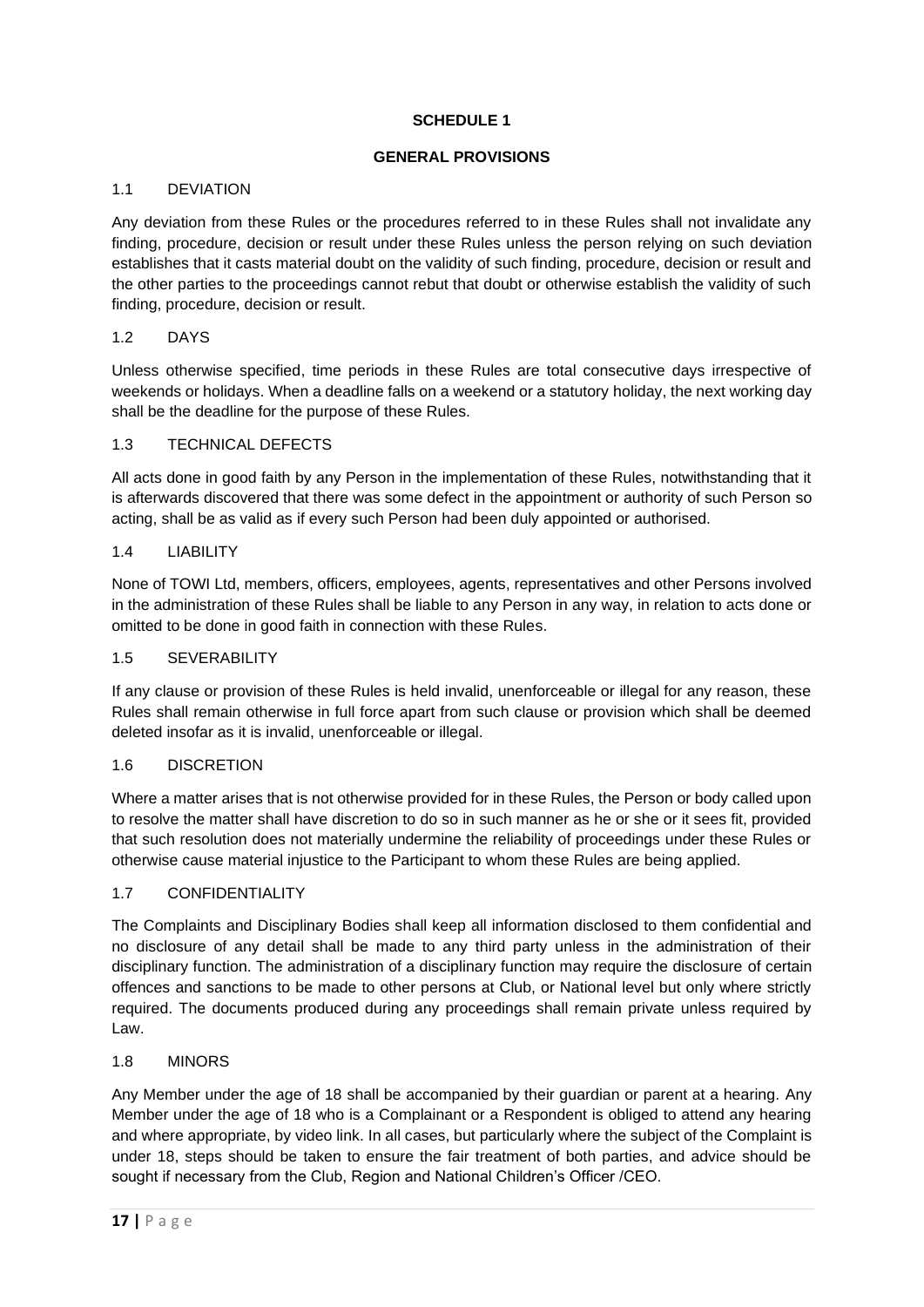# SCHEDULE 1

## GENERAL PROVISIONS

### 1.1 DEVIATION

Any deviation from these Rules or the procedures referred to in these Rules shall not invalidate any finding, procedure, decision or result under these Rules unless the person relying on such deviation establishes that it casts material doubt on the validity of such finding, procedure, decision or result and the other parties to the proceedings cannot rebut that doubt or otherwise establish the validity of such finding, procedure, decision or result.

### 1.2 DAYS

Unless otherwise specified, time periods in these Rules are total consecutive days irrespective of weekends or holidays. When a deadline falls on a weekend or a statutory holiday, the next working day shall be the deadline for the purpose of these Rules.

### 1.3 TECHNICAL DEFECTS

All acts done in good faith by any Person in the implementation of these Rules, notwithstanding that it is afterwards discovered that there was some defect in the appointment or authority of such Person so acting, shall be as valid as if every such Person had been duly appointed or authorised.

### 1.4 LIABILITY

None of TOWI Ltd, members, officers, employees, agents, representatives and other Persons involved in the administration of these Rules shall be liable to any Person in any way, in relation to acts done or omitted to be done in good faith in connection with these Rules.

### 1.5 SEVERABILITY

If any clause or provision of these Rules is held invalid, unenforceable or illegal for any reason, these Rules shall remain otherwise in full force apart from such clause or provision which shall be deemed deleted insofar as it is invalid, unenforceable or illegal.

### 1.6 DISCRETION

Where a matter arises that is not otherwise provided for in these Rules, the Person or body called upon to resolve the matter shall have discretion to do so in such manner as he or she or it sees fit, provided that such resolution does not materially undermine the reliability of proceedings under these Rules or otherwise cause material injustice to the Participant to whom these Rules are being applied.

### 1.7 CONFIDENTIALITY

The Complaints and Disciplinary Bodies shall keep all information disclosed to them confidential and no disclosure of any detail shall be made to any third party unless in the administration of their disciplinary function. The administration of a disciplinary function may require the disclosure of certain offences and sanctions to be made to other persons at Club, or National level but only where strictly required. The documents produced during any proceedings shall remain private unless required by Law.

### 1.8 MINORS

Any Member under the age of 18 shall be accompanied by their guardian or parent at a hearing. Any Member under the age of 18 who is a Complainant or a Respondent is obliged to attend any hearing and where appropriate, by video link. In all cases, but particularly where the subject of the Complaint is under 18, steps should be taken to ensure the fair treatment of both parties, and advice should be sought if necessary from the Club, Region and National Children's Officer /CEO.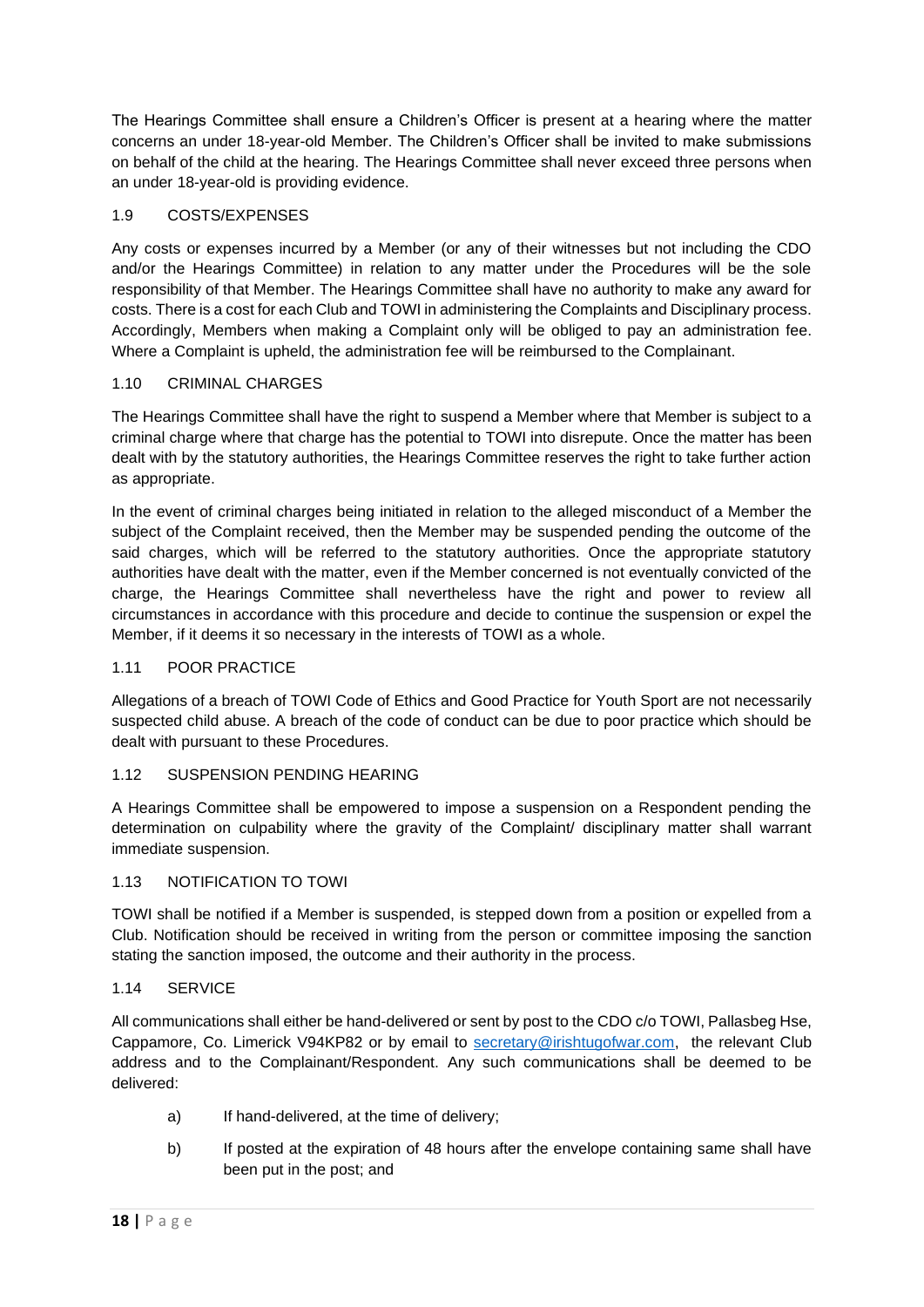The Hearings Committee shall ensure a Children's Officer is present at a hearing where the matter concerns an under 18-year-old Member. The Children's Officer shall be invited to make submissions on behalf of the child at the hearing. The Hearings Committee shall never exceed three persons when an under 18-year-old is providing evidence.

### 1.9 COSTS/EXPENSES

Any costs or expenses incurred by a Member (or any of their witnesses but not including the CDO and/or the Hearings Committee) in relation to any matter under the Procedures will be the sole responsibility of that Member. The Hearings Committee shall have no authority to make any award for costs. There is a cost for each Club and TOWI in administering the Complaints and Disciplinary process. Accordingly, Members when making a Complaint only will be obliged to pay an administration fee. Where a Complaint is upheld, the administration fee will be reimbursed to the Complainant.

### 1.10 CRIMINAL CHARGES

The Hearings Committee shall have the right to suspend a Member where that Member is subject to a criminal charge where that charge has the potential to TOWI into disrepute. Once the matter has been dealt with by the statutory authorities, the Hearings Committee reserves the right to take further action as appropriate.

In the event of criminal charges being initiated in relation to the alleged misconduct of a Member the subject of the Complaint received, then the Member may be suspended pending the outcome of the said charges, which will be referred to the statutory authorities. Once the appropriate statutory authorities have dealt with the matter, even if the Member concerned is not eventually convicted of the charge, the Hearings Committee shall nevertheless have the right and power to review all circumstances in accordance with this procedure and decide to continue the suspension or expel the Member, if it deems it so necessary in the interests of TOWI as a whole.

### 1.11 POOR PRACTICE

Allegations of a breach of TOWI Code of Ethics and Good Practice for Youth Sport are not necessarily suspected child abuse. A breach of the code of conduct can be due to poor practice which should be dealt with pursuant to these Procedures.

### 1.12 SUSPENSION PENDING HEARING

A Hearings Committee shall be empowered to impose a suspension on a Respondent pending the determination on culpability where the gravity of the Complaint/ disciplinary matter shall warrant immediate suspension.

### 1.13 NOTIFICATION TO TOWI

TOWI shall be notified if a Member is suspended, is stepped down from a position or expelled from a Club. Notification should be received in writing from the person or committee imposing the sanction stating the sanction imposed, the outcome and their authority in the process.

### 1.14 SERVICE

All communications shall either be hand-delivered or sent by post to the CDO c/o TOWI, Pallasbeg Hse, Cappamore, Co. Limerick V94KP82 or by email to secretary@irishtugofwar.com, the relevant Club address and to the Complainant/Respondent. Any such communications shall be deemed to be delivered:

a) If hand-delivered, at the time of delivery;

b) If posted at the expiration of 48 hours after the envelope containing same shall have been put in the post; and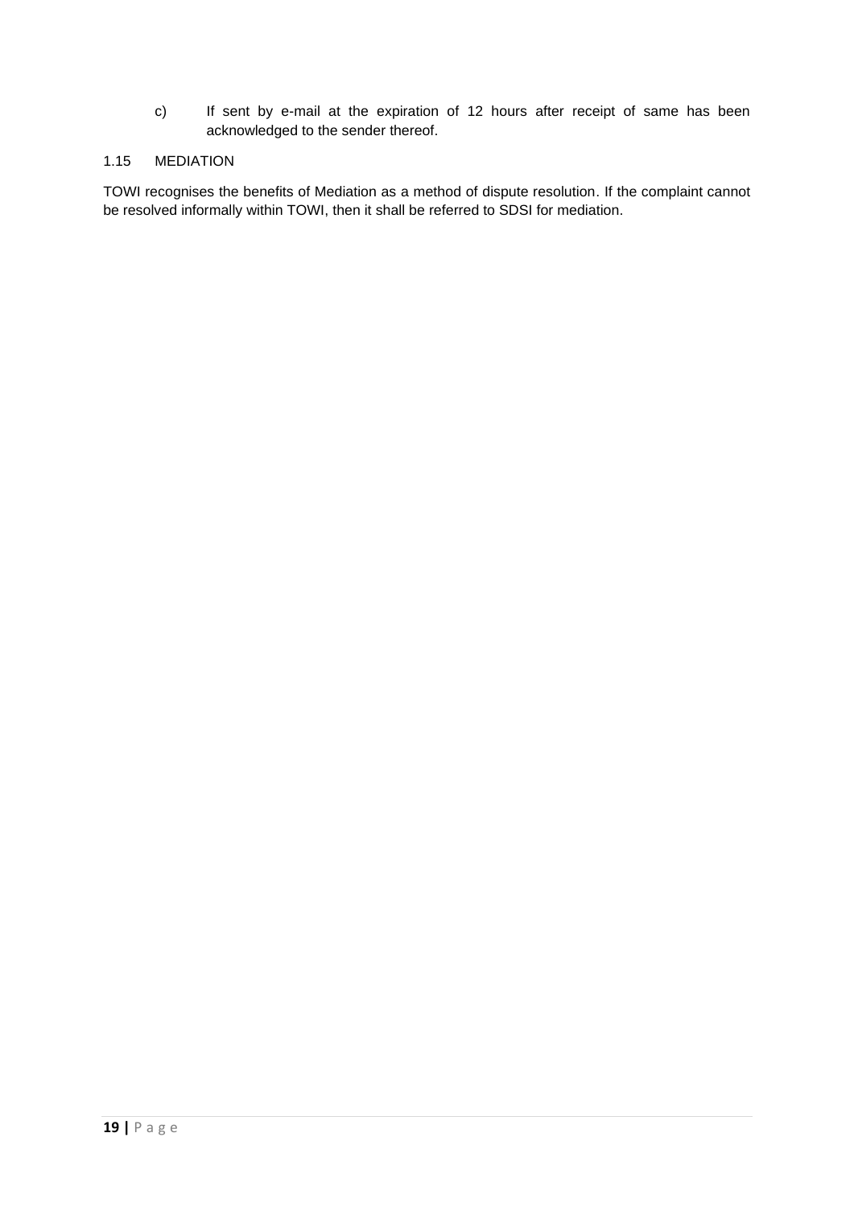c) If sent by e-mail at the expiration of 12 hours after receipt of same has been acknowledged to the sender thereof.

## 1.15 MEDIATION

TOWI recognises the benefits of Mediation as a method of dispute resolution. If the complaint cannot be resolved informally within TOWI, then it shall be referred to SDSI for mediation.